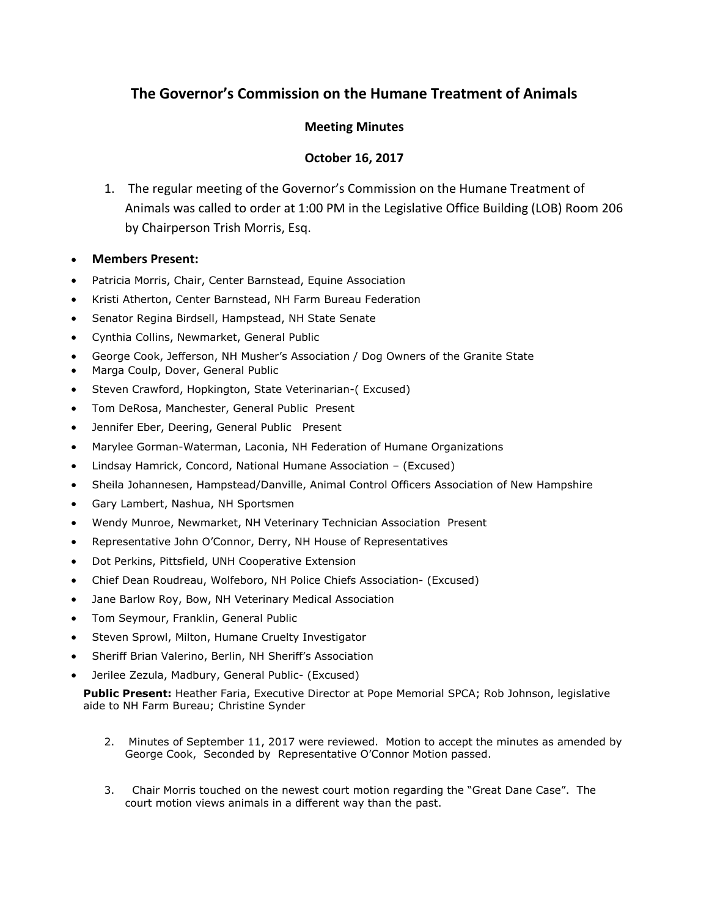# The Governor's Commission on the Humane Treatment of Animals

### Meeting Minutes

### October 16, 2017

1. The regular meeting of the Governor's Commission on the Humane Treatment of Animals was called to order at 1:00 PM in the Legislative Office Building (LOB) Room 206 by Chairperson Trish Morris, Esq.

- **Members Present:**
- Patricia Morris, Chair, Center Barnstead, Equine Association
- Kristi Atherton, Center Barnstead, NH Farm Bureau Federation
- Senator Regina Birdsell, Hampstead, NH State Senate
- Cynthia Collins, Newmarket, General Public
- George Cook, Jefferson, NH Musher's Association / Dog Owners of the Granite State
- Marga Coulp, Dover, General Public
- Steven Crawford, Hopkington, State Veterinarian-( Excused)
- Tom DeRosa, Manchester, General Public Present
- Jennifer Eber, Deering, General Public Present
- Marylee Gorman-Waterman, Laconia, NH Federation of Humane Organizations
- Lindsay Hamrick, Concord, National Humane Association – (Excused)
- Sheila Johannesen, Hampstead/Danville, Animal Control Officers Association of New Hampshire
- Gary Lambert, Nashua, NH Sportsmen
- Wendy Munroe, Newmarket, NH Veterinary Technician Association Present
- Representative John O'Connor, Derry, NH House of Representatives
- Dot Perkins, Pittsfield, UNH Cooperative Extension
- Chief Dean Roudreau, Wolfeboro, NH Police Chiefs Association- (Excused)
- Jane Barlow Roy, Bow, NH Veterinary Medical Association
- Tom Seymour, Franklin, General Public
- Steven Sprowl, Milton, Humane Cruelty Investigator
- Sheriff Brian Valerino, Berlin, NH Sheriff's Association
- Jerilee Zezula, Madbury, General Public- (Excused)

**Public Present:** Heather Faria, Executive Director at Pope Memorial SPCA; Rob Johnson, legislative aide to NH Farm Bureau; Christine Synder

2. Minutes of September 11, 2017 were reviewed. Motion to accept the minutes as amended by George Cook, Seconded by Representative O'Connor Motion passed.

3. Chair Morris touched on the newest court motion regarding the "Great Dane Case". The court motion views animals in a different way than the past.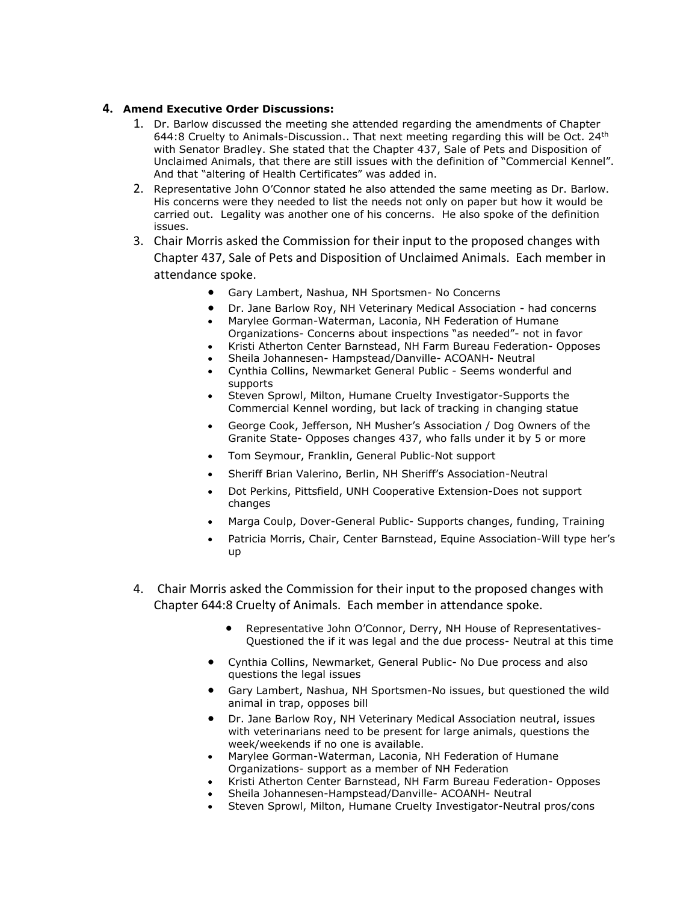### 4. **Amend Executive Order Discussions:**

1. Dr. Barlow discussed the meeting she attended regarding the amendments of Chapter 644:8 Cruelty to Animals-Discussion.. That next meeting regarding this will be Oct. 24th with Senator Bradley. She stated that the Chapter 437, Sale of Pets and Disposition of Unclaimed Animals, that there are still issues with the definition of "Commercial Kennel". And that "altering of Health Certificates" was added in.
2. Representative John O'Connor stated he also attended the same meeting as Dr. Barlow. His concerns were they needed to list the needs not only on paper but how it would be carried out. Legality was another one of his concerns. He also spoke of the definition issues.
3. Chair Morris asked the Commission for their input to the proposed changes with Chapter 437, Sale of Pets and Disposition of Unclaimed Animals. Each member in attendance spoke.
   - Gary Lambert, Nashua, NH Sportsmen- No Concerns
   - Dr. Jane Barlow Roy, NH Veterinary Medical Association - had concerns
   - Marylee Gorman-Waterman, Laconia, NH Federation of Humane Organizations- Concerns about inspections "as needed"- not in favor
   - Kristi Atherton Center Barnstead, NH Farm Bureau Federation- Opposes
   - Sheila Johannesen- Hampstead/Danville- ACOANH- Neutral
   - Cynthia Collins, Newmarket General Public - Seems wonderful and supports
   - Steven Sprowl, Milton, Humane Cruelty Investigator-Supports the Commercial Kennel wording, but lack of tracking in changing statue
   - George Cook, Jefferson, NH Musher's Association / Dog Owners of the Granite State- Opposes changes 437, who falls under it by 5 or more
   - Tom Seymour, Franklin, General Public-Not support
   - Sheriff Brian Valerino, Berlin, NH Sheriff's Association-Neutral
   - Dot Perkins, Pittsfield, UNH Cooperative Extension-Does not support changes
   - Marga Coulp, Dover-General Public- Supports changes, funding, Training
   - Patricia Morris, Chair, Center Barnstead, Equine Association-Will type her's up
4. Chair Morris asked the Commission for their input to the proposed changes with Chapter 644:8 Cruelty of Animals. Each member in attendance spoke.
   - Representative John O'Connor, Derry, NH House of Representatives- Questioned the if it was legal and the due process- Neutral at this time
   - Cynthia Collins, Newmarket, General Public- No Due process and also questions the legal issues
   - Gary Lambert, Nashua, NH Sportsmen-No issues, but questioned the wild animal in trap, opposes bill
   - Dr. Jane Barlow Roy, NH Veterinary Medical Association neutral, issues with veterinarians need to be present for large animals, questions the week/weekends if no one is available.
   - Marylee Gorman-Waterman, Laconia, NH Federation of Humane Organizations- support as a member of NH Federation
   - Kristi Atherton Center Barnstead, NH Farm Bureau Federation- Opposes
   - Sheila Johannesen-Hampstead/Danville- ACOANH- Neutral
   - Steven Sprowl, Milton, Humane Cruelty Investigator-Neutral pros/cons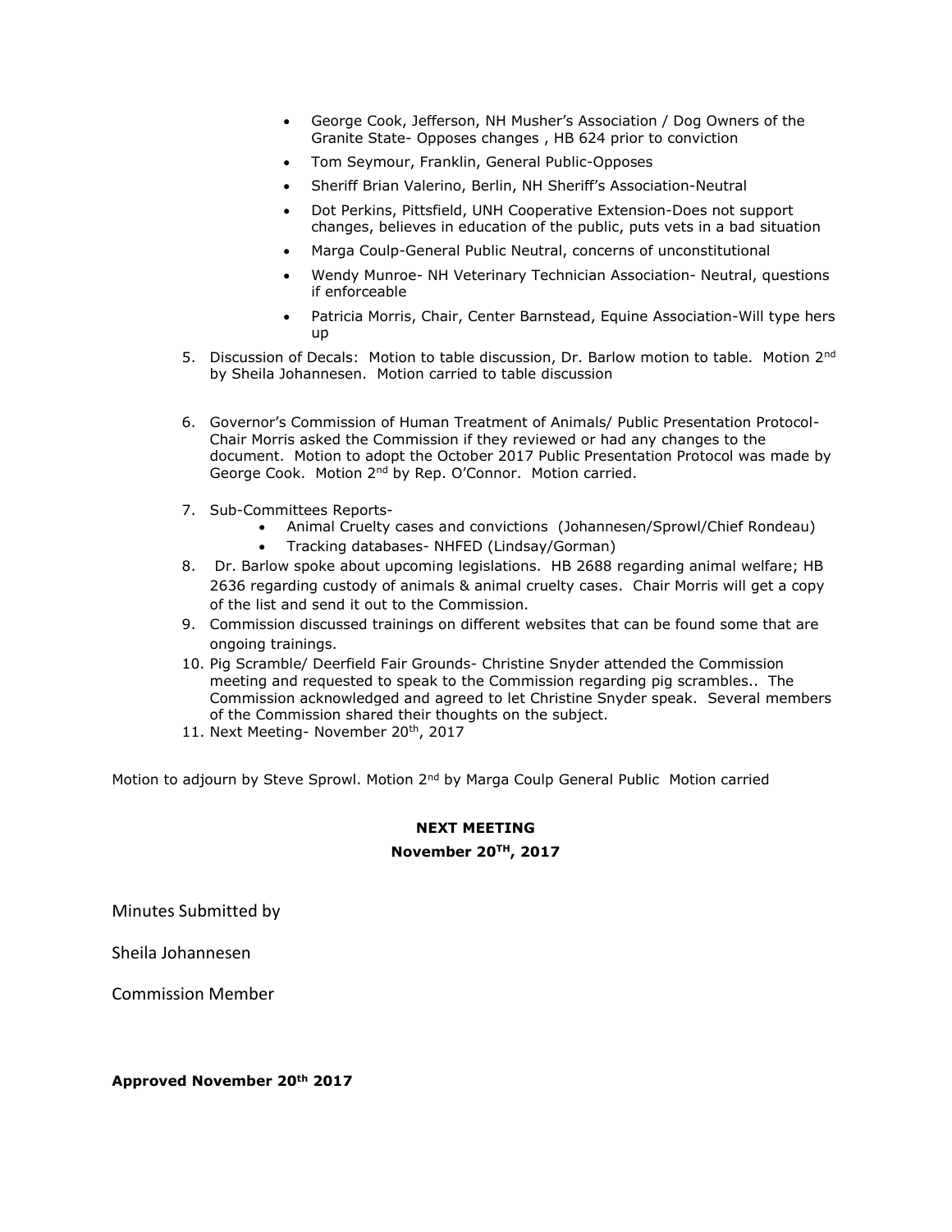- George Cook, Jefferson, NH Musher's Association / Dog Owners of the Granite State- Opposes changes , HB 624 prior to conviction
- Tom Seymour, Franklin, General Public-Opposes
- Sheriff Brian Valerino, Berlin, NH Sheriff's Association-Neutral
- Dot Perkins, Pittsfield, UNH Cooperative Extension-Does not support changes, believes in education of the public, puts vets in a bad situation
- Marga Coulp-General Public Neutral, concerns of unconstitutional
- Wendy Munroe- NH Veterinary Technician Association- Neutral, questions if enforceable
- Patricia Morris, Chair, Center Barnstead, Equine Association-Will type hers up

5. Discussion of Decals: Motion to table discussion, Dr. Barlow motion to table. Motion 2nd by Sheila Johannesen. Motion carried to table discussion

6. Governor's Commission of Human Treatment of Animals/ Public Presentation Protocol- Chair Morris asked the Commission if they reviewed or had any changes to the document. Motion to adopt the October 2017 Public Presentation Protocol was made by George Cook. Motion 2nd by Rep. O'Connor. Motion carried.

7. Sub-Committees Reports-
   - Animal Cruelty cases and convictions (Johannesen/Sprowl/Chief Rondeau)
   - Tracking databases- NHFED (Lindsay/Gorman)
8. Dr. Barlow spoke about upcoming legislations. HB 2688 regarding animal welfare; HB 2636 regarding custody of animals & animal cruelty cases. Chair Morris will get a copy of the list and send it out to the Commission.
9. Commission discussed trainings on different websites that can be found some that are ongoing trainings.
10. Pig Scramble/ Deerfield Fair Grounds- Christine Snyder attended the Commission meeting and requested to speak to the Commission regarding pig scrambles.. The Commission acknowledged and agreed to let Christine Snyder speak. Several members of the Commission shared their thoughts on the subject.
11. Next Meeting- November 20th, 2017

Motion to adjourn by Steve Sprowl. Motion 2nd by Marga Coulp General Public Motion carried

**NEXT MEETING**

**November 20TH, 2017**

Minutes Submitted by

Sheila Johannesen

Commission Member

**Approved November 20th 2017**